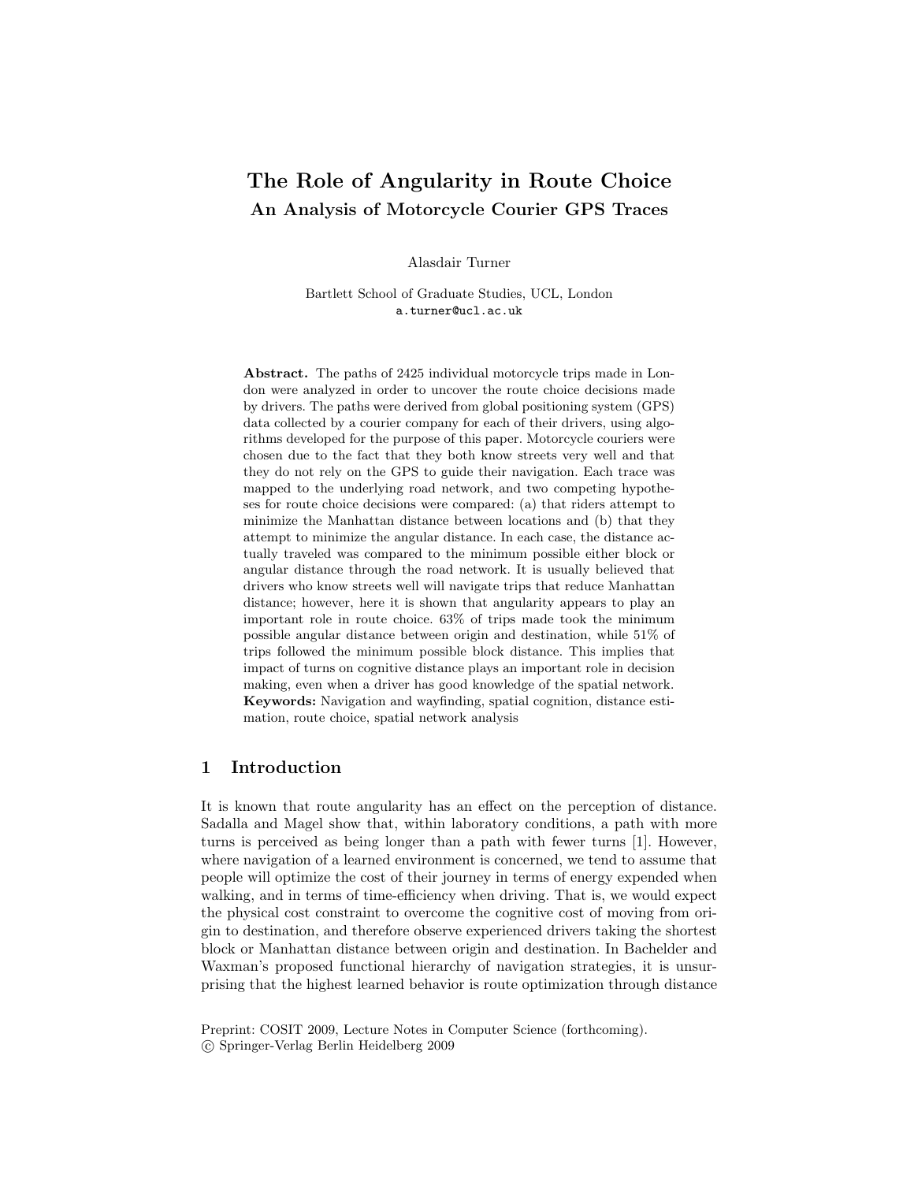# The Role of Angularity in Route Choice

## An Analysis of Motorcycle Courier GPS Traces

Alasdair Turner

Bartlett School of Graduate Studies, UCL, London
a.turner@ucl.ac.uk

**Abstract.** The paths of 2425 individual motorcycle trips made in London were analyzed in order to uncover the route choice decisions made by drivers. The paths were derived from global positioning system (GPS) data collected by a courier company for each of their drivers, using algorithms developed for the purpose of this paper. Motorcycle couriers were chosen due to the fact that they both know streets very well and that they do not rely on the GPS to guide their navigation. Each trace was mapped to the underlying road network, and two competing hypotheses for route choice decisions were compared: (a) that riders attempt to minimize the Manhattan distance between locations and (b) that they attempt to minimize the angular distance. In each case, the distance actually traveled was compared to the minimum possible either block or angular distance through the road network. It is usually believed that drivers who know streets well will navigate trips that reduce Manhattan distance; however, here it is shown that angularity appears to play an important role in route choice. 63% of trips made took the minimum possible angular distance between origin and destination, while 51% of trips followed the minimum possible block distance. This implies that impact of turns on cognitive distance plays an important role in decision making, even when a driver has good knowledge of the spatial network.
**Keywords:** Navigation and wayfinding, spatial cognition, distance estimation, route choice, spatial network analysis

## 1 Introduction

It is known that route angularity has an effect on the perception of distance. Sadalla and Magel show that, within laboratory conditions, a path with more turns is perceived as being longer than a path with fewer turns [1]. However, where navigation of a learned environment is concerned, we tend to assume that people will optimize the cost of their journey in terms of energy expended when walking, and in terms of time-efficiency when driving. That is, we would expect the physical cost constraint to overcome the cognitive cost of moving from origin to destination, and therefore observe experienced drivers taking the shortest block or Manhattan distance between origin and destination. In Bachelder and Waxman's proposed functional hierarchy of navigation strategies, it is unsurprising that the highest learned behavior is route optimization through distance

Preprint: COSIT 2009, Lecture Notes in Computer Science (forthcoming).
© Springer-Verlag Berlin Heidelberg 2009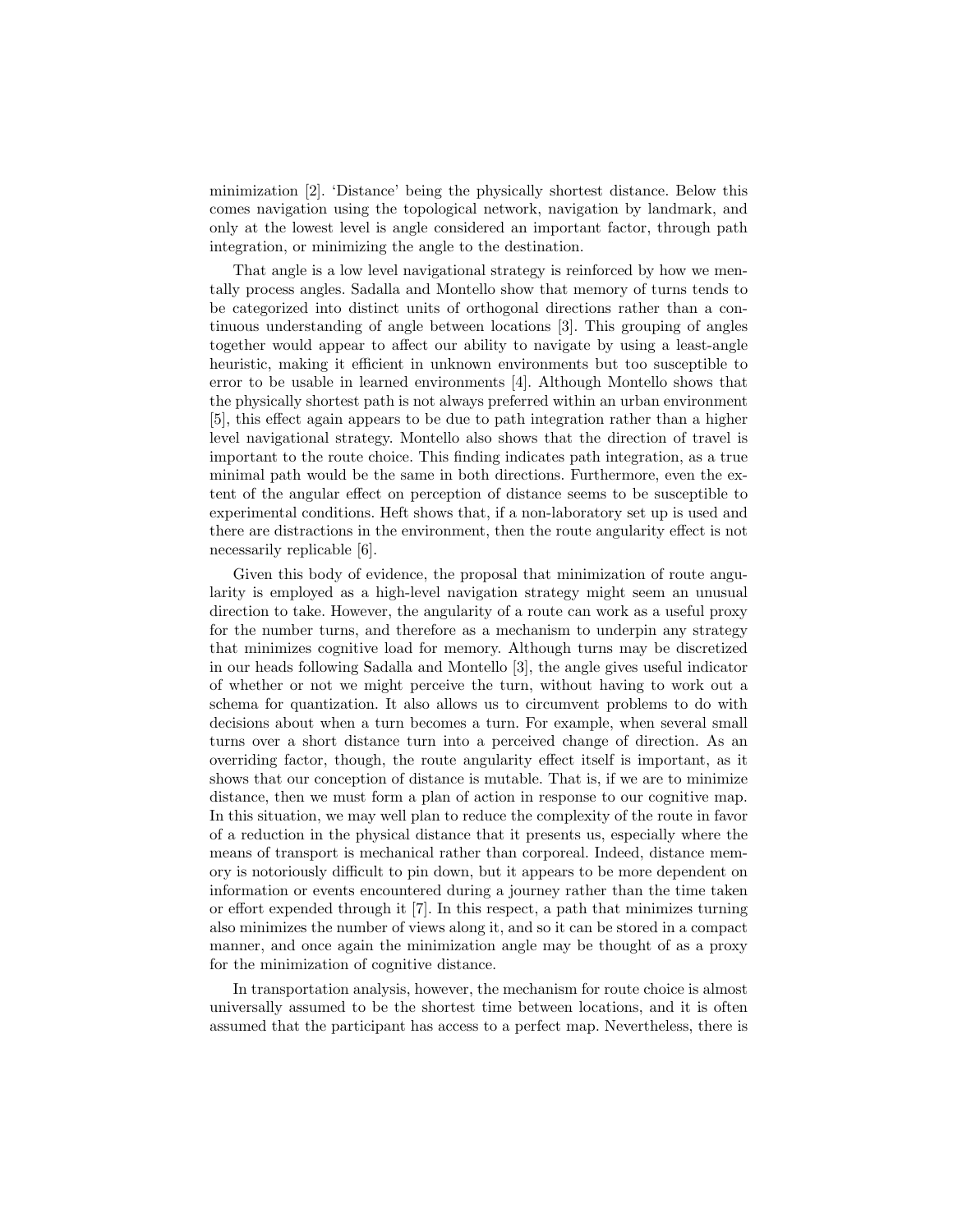minimization [2]. 'Distance' being the physically shortest distance. Below this comes navigation using the topological network, navigation by landmark, and only at the lowest level is angle considered an important factor, through path integration, or minimizing the angle to the destination.

That angle is a low level navigational strategy is reinforced by how we mentally process angles. Sadalla and Montello show that memory of turns tends to be categorized into distinct units of orthogonal directions rather than a continuous understanding of angle between locations [3]. This grouping of angles together would appear to affect our ability to navigate by using a least-angle heuristic, making it efficient in unknown environments but too susceptible to error to be usable in learned environments [4]. Although Montello shows that the physically shortest path is not always preferred within an urban environment [5], this effect again appears to be due to path integration rather than a higher level navigational strategy. Montello also shows that the direction of travel is important to the route choice. This finding indicates path integration, as a true minimal path would be the same in both directions. Furthermore, even the extent of the angular effect on perception of distance seems to be susceptible to experimental conditions. Heft shows that, if a non-laboratory set up is used and there are distractions in the environment, then the route angularity effect is not necessarily replicable [6].

Given this body of evidence, the proposal that minimization of route angularity is employed as a high-level navigation strategy might seem an unusual direction to take. However, the angularity of a route can work as a useful proxy for the number turns, and therefore as a mechanism to underpin any strategy that minimizes cognitive load for memory. Although turns may be discretized in our heads following Sadalla and Montello [3], the angle gives useful indicator of whether or not we might perceive the turn, without having to work out a schema for quantization. It also allows us to circumvent problems to do with decisions about when a turn becomes a turn. For example, when several small turns over a short distance turn into a perceived change of direction. As an overriding factor, though, the route angularity effect itself is important, as it shows that our conception of distance is mutable. That is, if we are to minimize distance, then we must form a plan of action in response to our cognitive map. In this situation, we may well plan to reduce the complexity of the route in favor of a reduction in the physical distance that it presents us, especially where the means of transport is mechanical rather than corporeal. Indeed, distance memory is notoriously difficult to pin down, but it appears to be more dependent on information or events encountered during a journey rather than the time taken or effort expended through it [7]. In this respect, a path that minimizes turning also minimizes the number of views along it, and so it can be stored in a compact manner, and once again the minimization angle may be thought of as a proxy for the minimization of cognitive distance.

In transportation analysis, however, the mechanism for route choice is almost universally assumed to be the shortest time between locations, and it is often assumed that the participant has access to a perfect map. Nevertheless, there is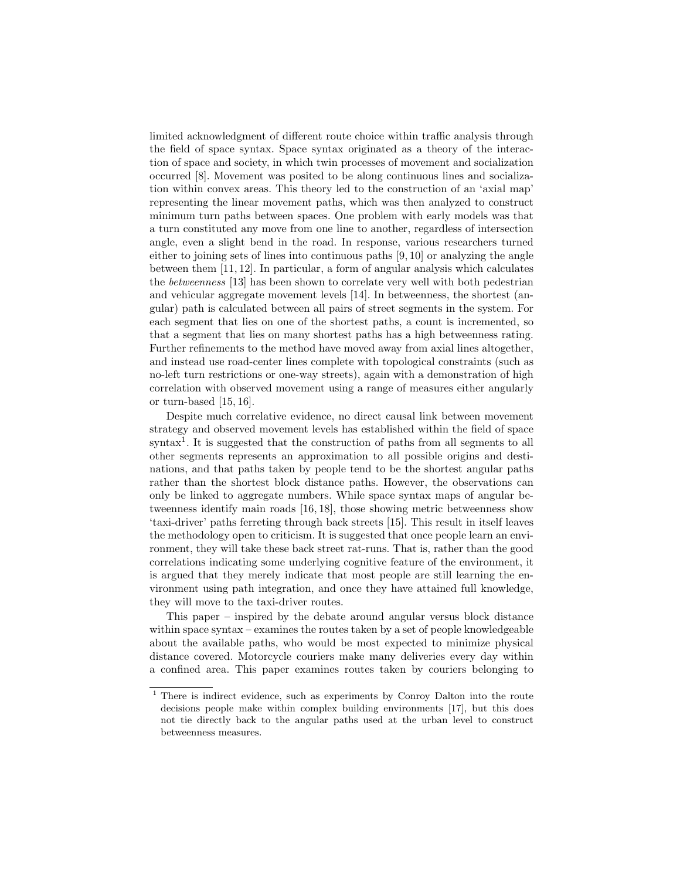limited acknowledgment of different route choice within traffic analysis through the field of space syntax. Space syntax originated as a theory of the interaction of space and society, in which twin processes of movement and socialization occurred [8]. Movement was posited to be along continuous lines and socialization within convex areas. This theory led to the construction of an 'axial map' representing the linear movement paths, which was then analyzed to construct minimum turn paths between spaces. One problem with early models was that a turn constituted any move from one line to another, regardless of intersection angle, even a slight bend in the road. In response, various researchers turned either to joining sets of lines into continuous paths [9, 10] or analyzing the angle between them [11, 12]. In particular, a form of angular analysis which calculates the *betweenness* [13] has been shown to correlate very well with both pedestrian and vehicular aggregate movement levels [14]. In betweenness, the shortest (angular) path is calculated between all pairs of street segments in the system. For each segment that lies on one of the shortest paths, a count is incremented, so that a segment that lies on many shortest paths has a high betweenness rating. Further refinements to the method have moved away from axial lines altogether, and instead use road-center lines complete with topological constraints (such as no-left turn restrictions or one-way streets), again with a demonstration of high correlation with observed movement using a range of measures either angularly or turn-based [15, 16].

Despite much correlative evidence, no direct causal link between movement strategy and observed movement levels has established within the field of space syntax[1]. It is suggested that the construction of paths from all segments to all other segments represents an approximation to all possible origins and destinations, and that paths taken by people tend to be the shortest angular paths rather than the shortest block distance paths. However, the observations can only be linked to aggregate numbers. While space syntax maps of angular betweenness identify main roads [16, 18], those showing metric betweenness show 'taxi-driver' paths ferreting through back streets [15]. This result in itself leaves the methodology open to criticism. It is suggested that once people learn an environment, they will take these back street rat-runs. That is, rather than the good correlations indicating some underlying cognitive feature of the environment, it is argued that they merely indicate that most people are still learning the environment using path integration, and once they have attained full knowledge, they will move to the taxi-driver routes.

This paper – inspired by the debate around angular versus block distance within space syntax – examines the routes taken by a set of people knowledgeable about the available paths, who would be most expected to minimize physical distance covered. Motorcycle couriers make many deliveries every day within a confined area. This paper examines routes taken by couriers belonging to

[1] There is indirect evidence, such as experiments by Conroy Dalton into the route decisions people make within complex building environments [17], but this does not tie directly back to the angular paths used at the urban level to construct betweenness measures.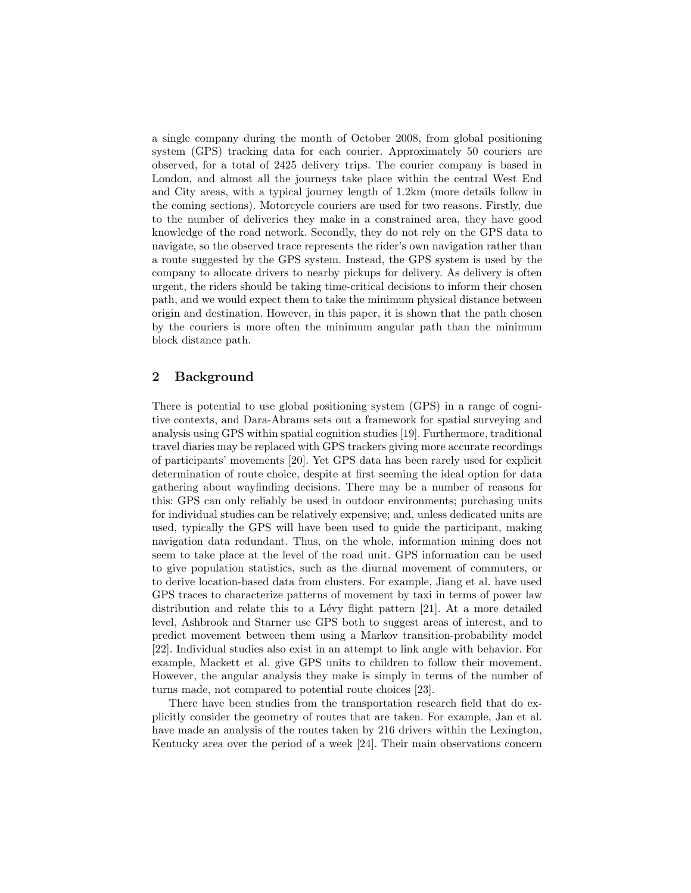a single company during the month of October 2008, from global positioning system (GPS) tracking data for each courier. Approximately 50 couriers are observed, for a total of 2425 delivery trips. The courier company is based in London, and almost all the journeys take place within the central West End and City areas, with a typical journey length of 1.2km (more details follow in the coming sections). Motorcycle couriers are used for two reasons. Firstly, due to the number of deliveries they make in a constrained area, they have good knowledge of the road network. Secondly, they do not rely on the GPS data to navigate, so the observed trace represents the rider's own navigation rather than a route suggested by the GPS system. Instead, the GPS system is used by the company to allocate drivers to nearby pickups for delivery. As delivery is often urgent, the riders should be taking time-critical decisions to inform their chosen path, and we would expect them to take the minimum physical distance between origin and destination. However, in this paper, it is shown that the path chosen by the couriers is more often the minimum angular path than the minimum block distance path.

## 2 Background

There is potential to use global positioning system (GPS) in a range of cognitive contexts, and Dara-Abrams sets out a framework for spatial surveying and analysis using GPS within spatial cognition studies [19]. Furthermore, traditional travel diaries may be replaced with GPS trackers giving more accurate recordings of participants' movements [20]. Yet GPS data has been rarely used for explicit determination of route choice, despite at first seeming the ideal option for data gathering about wayfinding decisions. There may be a number of reasons for this: GPS can only reliably be used in outdoor environments; purchasing units for individual studies can be relatively expensive; and, unless dedicated units are used, typically the GPS will have been used to guide the participant, making navigation data redundant. Thus, on the whole, information mining does not seem to take place at the level of the road unit. GPS information can be used to give population statistics, such as the diurnal movement of commuters, or to derive location-based data from clusters. For example, Jiang et al. have used GPS traces to characterize patterns of movement by taxi in terms of power law distribution and relate this to a Lévy flight pattern [21]. At a more detailed level, Ashbrook and Starner use GPS both to suggest areas of interest, and to predict movement between them using a Markov transition-probability model [22]. Individual studies also exist in an attempt to link angle with behavior. For example, Mackett et al. give GPS units to children to follow their movement. However, the angular analysis they make is simply in terms of the number of turns made, not compared to potential route choices [23].

There have been studies from the transportation research field that do explicitly consider the geometry of routes that are taken. For example, Jan et al. have made an analysis of the routes taken by 216 drivers within the Lexington, Kentucky area over the period of a week [24]. Their main observations concern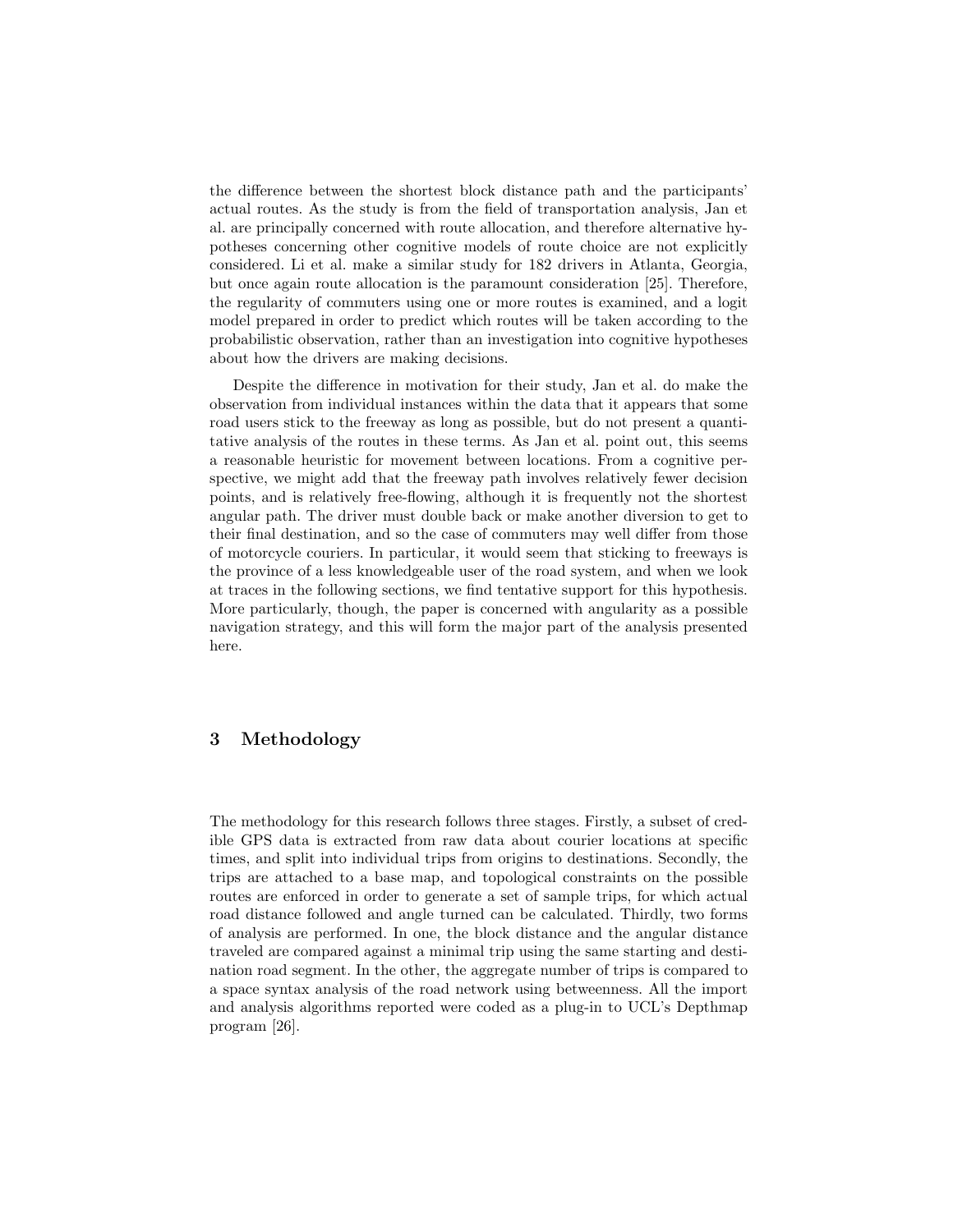the difference between the shortest block distance path and the participants' actual routes. As the study is from the field of transportation analysis, Jan et al. are principally concerned with route allocation, and therefore alternative hypotheses concerning other cognitive models of route choice are not explicitly considered. Li et al. make a similar study for 182 drivers in Atlanta, Georgia, but once again route allocation is the paramount consideration [25]. Therefore, the regularity of commuters using one or more routes is examined, and a logit model prepared in order to predict which routes will be taken according to the probabilistic observation, rather than an investigation into cognitive hypotheses about how the drivers are making decisions.

Despite the difference in motivation for their study, Jan et al. do make the observation from individual instances within the data that it appears that some road users stick to the freeway as long as possible, but do not present a quantitative analysis of the routes in these terms. As Jan et al. point out, this seems a reasonable heuristic for movement between locations. From a cognitive perspective, we might add that the freeway path involves relatively fewer decision points, and is relatively free-flowing, although it is frequently not the shortest angular path. The driver must double back or make another diversion to get to their final destination, and so the case of commuters may well differ from those of motorcycle couriers. In particular, it would seem that sticking to freeways is the province of a less knowledgeable user of the road system, and when we look at traces in the following sections, we find tentative support for this hypothesis. More particularly, though, the paper is concerned with angularity as a possible navigation strategy, and this will form the major part of the analysis presented here.

## 3 Methodology

The methodology for this research follows three stages. Firstly, a subset of credible GPS data is extracted from raw data about courier locations at specific times, and split into individual trips from origins to destinations. Secondly, the trips are attached to a base map, and topological constraints on the possible routes are enforced in order to generate a set of sample trips, for which actual road distance followed and angle turned can be calculated. Thirdly, two forms of analysis are performed. In one, the block distance and the angular distance traveled are compared against a minimal trip using the same starting and destination road segment. In the other, the aggregate number of trips is compared to a space syntax analysis of the road network using betweenness. All the import and analysis algorithms reported were coded as a plug-in to UCL's Depthmap program [26].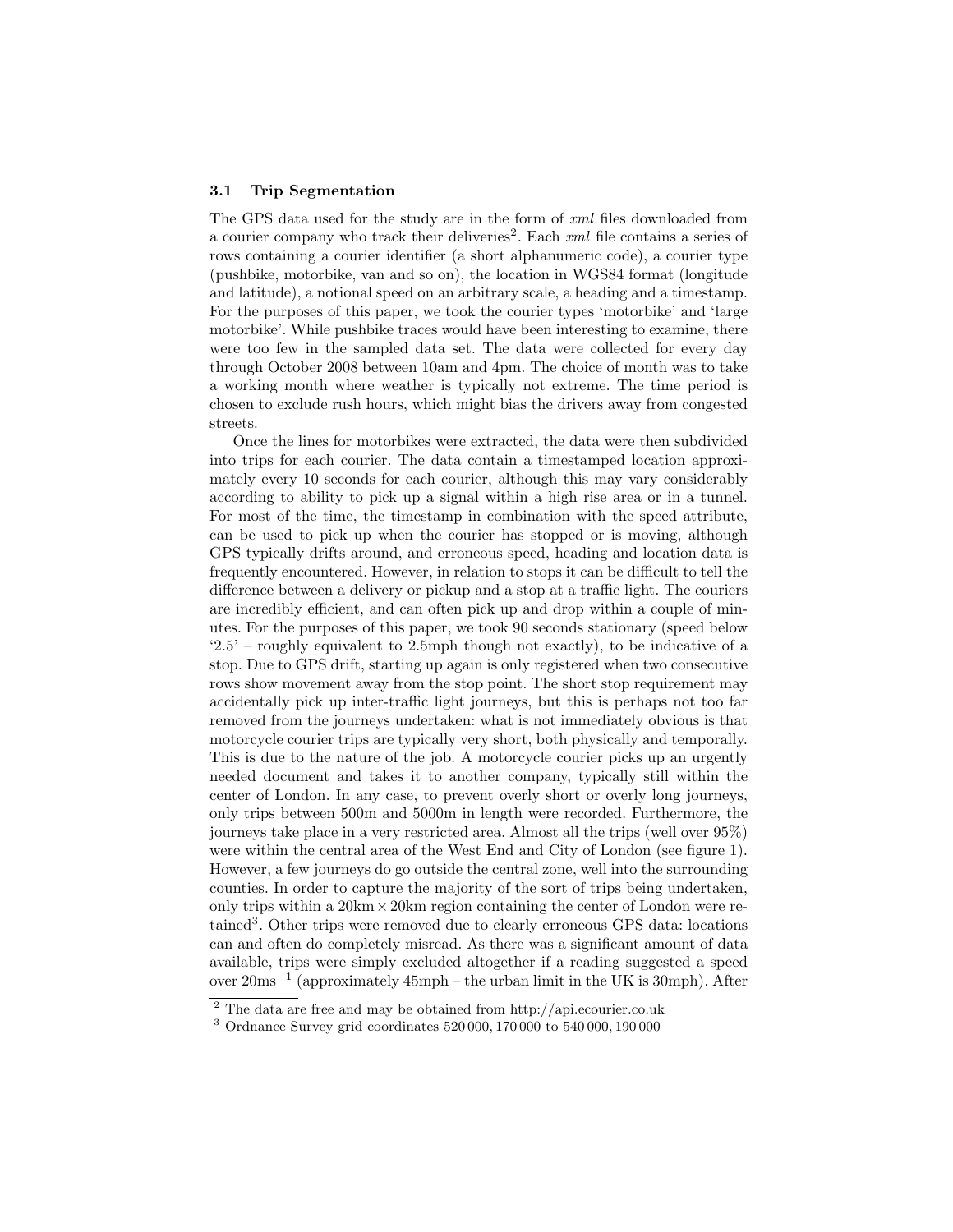### 3.1 Trip Segmentation

The GPS data used for the study are in the form of *xml* files downloaded from a courier company who track their deliveries[2]. Each *xml* file contains a series of rows containing a courier identifier (a short alphanumeric code), a courier type (pushbike, motorbike, van and so on), the location in WGS84 format (longitude and latitude), a notional speed on an arbitrary scale, a heading and a timestamp. For the purposes of this paper, we took the courier types 'motorbike' and 'large motorbike'. While pushbike traces would have been interesting to examine, there were too few in the sampled data set. The data were collected for every day through October 2008 between 10am and 4pm. The choice of month was to take a working month where weather is typically not extreme. The time period is chosen to exclude rush hours, which might bias the drivers away from congested streets.

Once the lines for motorbikes were extracted, the data were then subdivided into trips for each courier. The data contain a timestamped location approximately every 10 seconds for each courier, although this may vary considerably according to ability to pick up a signal within a high rise area or in a tunnel. For most of the time, the timestamp in combination with the speed attribute, can be used to pick up when the courier has stopped or is moving, although GPS typically drifts around, and erroneous speed, heading and location data is frequently encountered. However, in relation to stops it can be difficult to tell the difference between a delivery or pickup and a stop at a traffic light. The couriers are incredibly efficient, and can often pick up and drop within a couple of minutes. For the purposes of this paper, we took 90 seconds stationary (speed below '2.5' – roughly equivalent to 2.5mph though not exactly), to be indicative of a stop. Due to GPS drift, starting up again is only registered when two consecutive rows show movement away from the stop point. The short stop requirement may accidentally pick up inter-traffic light journeys, but this is perhaps not too far removed from the journeys undertaken: what is not immediately obvious is that motorcycle courier trips are typically very short, both physically and temporally. This is due to the nature of the job. A motorcycle courier picks up an urgently needed document and takes it to another company, typically still within the center of London. In any case, to prevent overly short or overly long journeys, only trips between 500m and 5000m in length were recorded. Furthermore, the journeys take place in a very restricted area. Almost all the trips (well over 95%) were within the central area of the West End and City of London (see figure 1). However, a few journeys do go outside the central zone, well into the surrounding counties. In order to capture the majority of the sort of trips being undertaken, only trips within a $20\text{km} \times 20\text{km}$ region containing the center of London were retained[3]. Other trips were removed due to clearly erroneous GPS data: locations can and often do completely misread. As there was a significant amount of data available, trips were simply excluded altogether if a reading suggested a speed over $20\text{ms}^{-1}$ (approximately 45mph – the urban limit in the UK is 30mph). After

[2] The data are free and may be obtained from http://api.ecourier.co.uk

[3] Ordnance Survey grid coordinates 520 000, 170 000 to 540 000, 190 000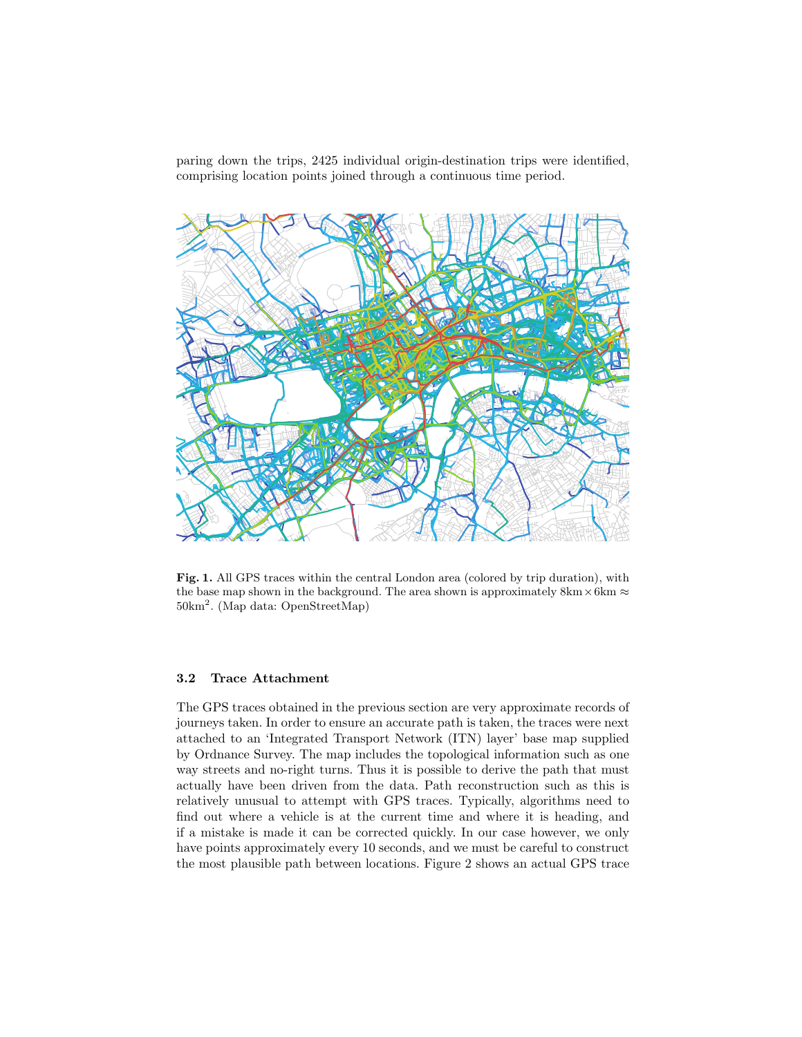paring down the trips, 2425 individual origin-destination trips were identified, comprising location points joined through a continuous time period.

**Fig. 1.** All GPS traces within the central London area (colored by trip duration), with the base map shown in the background. The area shown is approximately 8km $\times$ 6km $\approx$ 50km$^2$. (Map data: OpenStreetMap)

### 3.2 Trace Attachment

The GPS traces obtained in the previous section are very approximate records of journeys taken. In order to ensure an accurate path is taken, the traces were next attached to an 'Integrated Transport Network (ITN) layer' base map supplied by Ordnance Survey. The map includes the topological information such as one way streets and no-right turns. Thus it is possible to derive the path that must actually have been driven from the data. Path reconstruction such as this is relatively unusual to attempt with GPS traces. Typically, algorithms need to find out where a vehicle is at the current time and where it is heading, and if a mistake is made it can be corrected quickly. In our case however, we only have points approximately every 10 seconds, and we must be careful to construct the most plausible path between locations. Figure 2 shows an actual GPS trace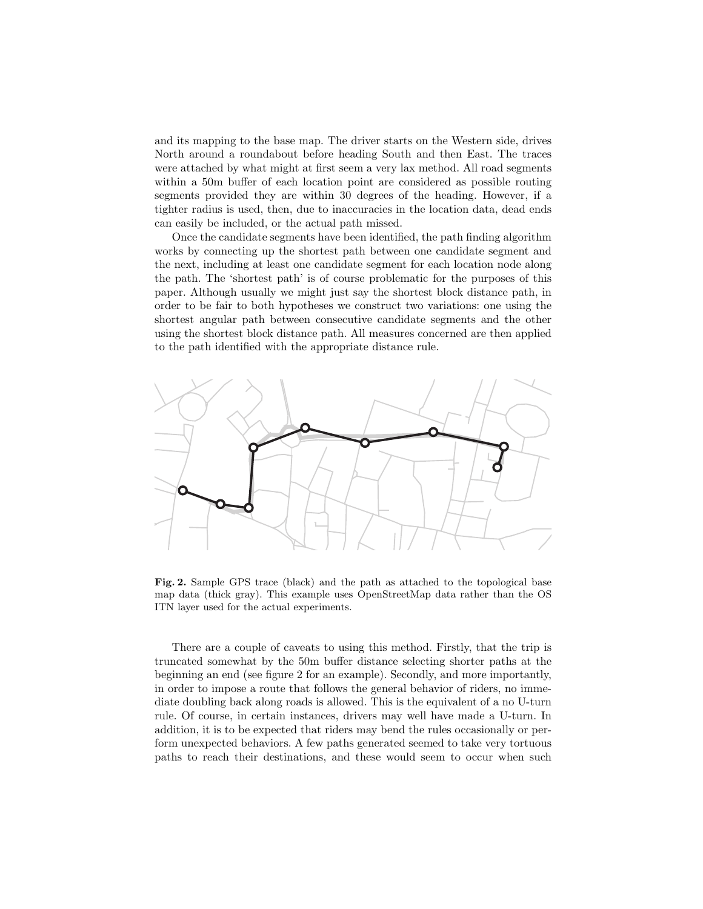and its mapping to the base map. The driver starts on the Western side, drives North around a roundabout before heading South and then East. The traces were attached by what might at first seem a very lax method. All road segments within a 50m buffer of each location point are considered as possible routing segments provided they are within 30 degrees of the heading. However, if a tighter radius is used, then, due to inaccuracies in the location data, dead ends can easily be included, or the actual path missed.

Once the candidate segments have been identified, the path finding algorithm works by connecting up the shortest path between one candidate segment and the next, including at least one candidate segment for each location node along the path. The 'shortest path' is of course problematic for the purposes of this paper. Although usually we might just say the shortest block distance path, in order to be fair to both hypotheses we construct two variations: one using the shortest angular path between consecutive candidate segments and the other using the shortest block distance path. All measures concerned are then applied to the path identified with the appropriate distance rule.

**Fig. 2.** Sample GPS trace (black) and the path as attached to the topological base map data (thick gray). This example uses OpenStreetMap data rather than the OS ITN layer used for the actual experiments.

There are a couple of caveats to using this method. Firstly, that the trip is truncated somewhat by the 50m buffer distance selecting shorter paths at the beginning an end (see figure 2 for an example). Secondly, and more importantly, in order to impose a route that follows the general behavior of riders, no immediate doubling back along roads is allowed. This is the equivalent of a no U-turn rule. Of course, in certain instances, drivers may well have made a U-turn. In addition, it is to be expected that riders may bend the rules occasionally or perform unexpected behaviors. A few paths generated seemed to take very tortuous paths to reach their destinations, and these would seem to occur when such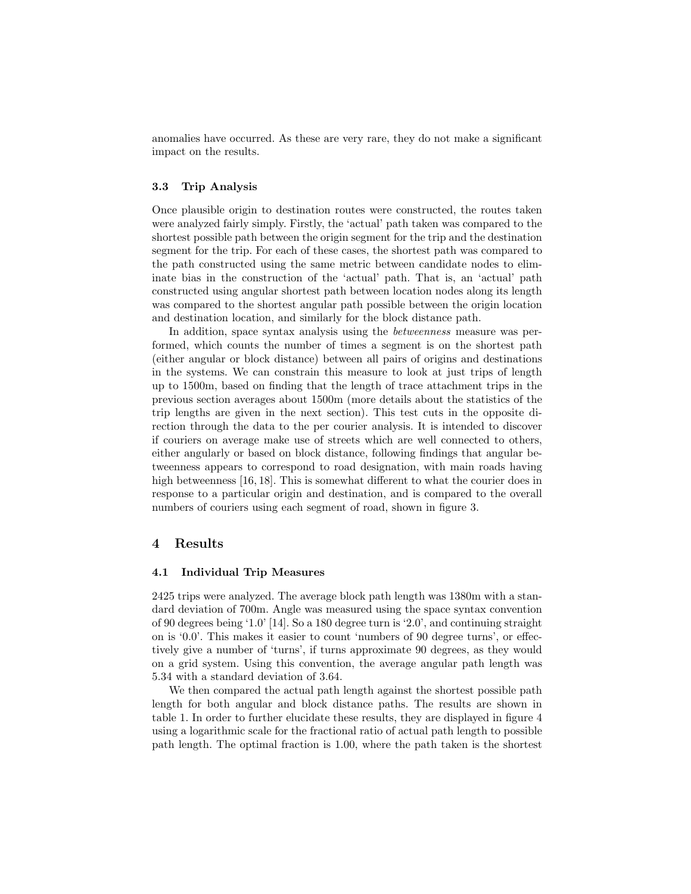anomalies have occurred. As these are very rare, they do not make a significant impact on the results.

### 3.3 Trip Analysis

Once plausible origin to destination routes were constructed, the routes taken were analyzed fairly simply. Firstly, the 'actual' path taken was compared to the shortest possible path between the origin segment for the trip and the destination segment for the trip. For each of these cases, the shortest path was compared to the path constructed using the same metric between candidate nodes to eliminate bias in the construction of the 'actual' path. That is, an 'actual' path constructed using angular shortest path between location nodes along its length was compared to the shortest angular path possible between the origin location and destination location, and similarly for the block distance path.

In addition, space syntax analysis using the *betweenness* measure was performed, which counts the number of times a segment is on the shortest path (either angular or block distance) between all pairs of origins and destinations in the systems. We can constrain this measure to look at just trips of length up to 1500m, based on finding that the length of trace attachment trips in the previous section averages about 1500m (more details about the statistics of the trip lengths are given in the next section). This test cuts in the opposite direction through the data to the per courier analysis. It is intended to discover if couriers on average make use of streets which are well connected to others, either angularly or based on block distance, following findings that angular betweenness appears to correspond to road designation, with main roads having high betweenness [16, 18]. This is somewhat different to what the courier does in response to a particular origin and destination, and is compared to the overall numbers of couriers using each segment of road, shown in figure 3.

## 4 Results

### 4.1 Individual Trip Measures

2425 trips were analyzed. The average block path length was 1380m with a standard deviation of 700m. Angle was measured using the space syntax convention of 90 degrees being '1.0' [14]. So a 180 degree turn is '2.0', and continuing straight on is '0.0'. This makes it easier to count 'numbers of 90 degree turns', or effectively give a number of 'turns', if turns approximate 90 degrees, as they would on a grid system. Using this convention, the average angular path length was 5.34 with a standard deviation of 3.64.

We then compared the actual path length against the shortest possible path length for both angular and block distance paths. The results are shown in table 1. In order to further elucidate these results, they are displayed in figure 4 using a logarithmic scale for the fractional ratio of actual path length to possible path length. The optimal fraction is 1.00, where the path taken is the shortest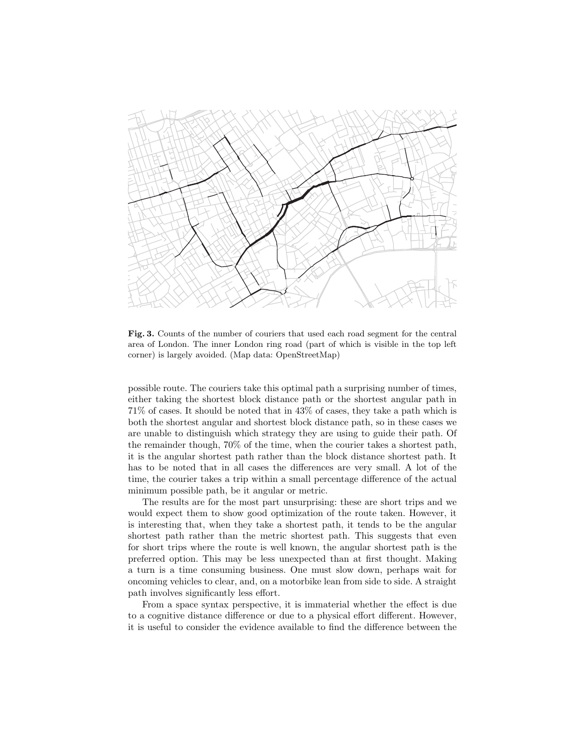Fig. 3. Counts of the number of couriers that used each road segment for the central area of London. The inner London ring road (part of which is visible in the top left corner) is largely avoided. (Map data: OpenStreetMap)

possible route. The couriers take this optimal path a surprising number of times, either taking the shortest block distance path or the shortest angular path in 71% of cases. It should be noted that in 43% of cases, they take a path which is both the shortest angular and shortest block distance path, so in these cases we are unable to distinguish which strategy they are using to guide their path. Of the remainder though, 70% of the time, when the courier takes a shortest path, it is the angular shortest path rather than the block distance shortest path. It has to be noted that in all cases the differences are very small. A lot of the time, the courier takes a trip within a small percentage difference of the actual minimum possible path, be it angular or metric.

The results are for the most part unsurprising: these are short trips and we would expect them to show good optimization of the route taken. However, it is interesting that, when they take a shortest path, it tends to be the angular shortest path rather than the metric shortest path. This suggests that even for short trips where the route is well known, the angular shortest path is the preferred option. This may be less unexpected than at first thought. Making a turn is a time consuming business. One must slow down, perhaps wait for oncoming vehicles to clear, and, on a motorbike lean from side to side. A straight path involves significantly less effort.

From a space syntax perspective, it is immaterial whether the effect is due to a cognitive distance difference or due to a physical effort different. However, it is useful to consider the evidence available to find the difference between the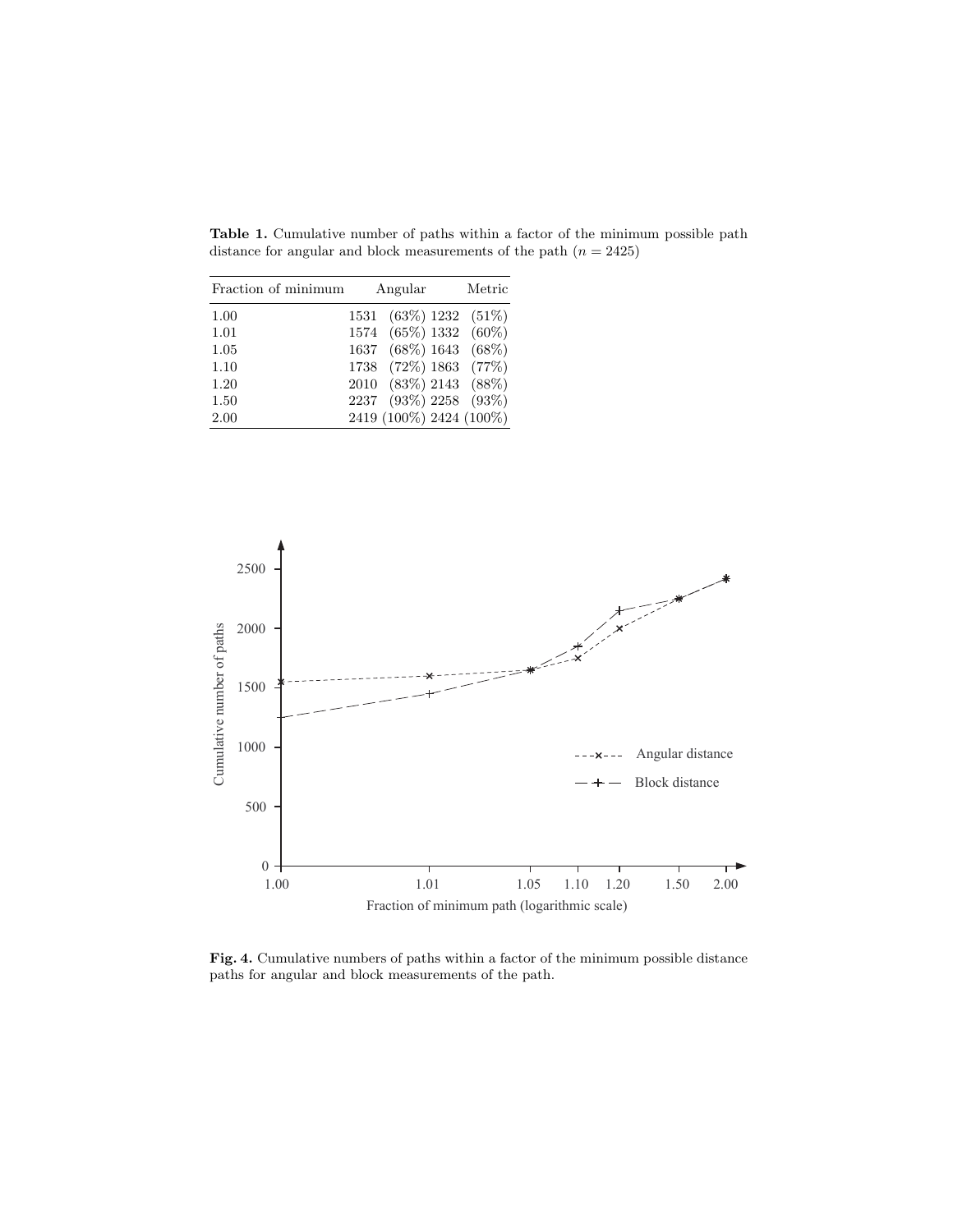**Table 1.** Cumulative number of paths within a factor of the minimum possible path distance for angular and block measurements of the path ($n = 2425$)

| Fraction of minimum | Angular | Metric |
|---|---|---|
| 1.00 | 1531 (63%) | 1232 (51%) |
| 1.01 | 1574 (65%) | 1332 (60%) |
| 1.05 | 1637 (68%) | 1643 (68%) |
| 1.10 | 1738 (72%) | 1863 (77%) |
| 1.20 | 2010 (83%) | 2143 (88%) |
| 1.50 | 2237 (93%) | 2258 (93%) |
| 2.00 | 2419 (100%) | 2424 (100%) |

**Fig. 4.** Cumulative numbers of paths within a factor of the minimum possible distance paths for angular and block measurements of the path.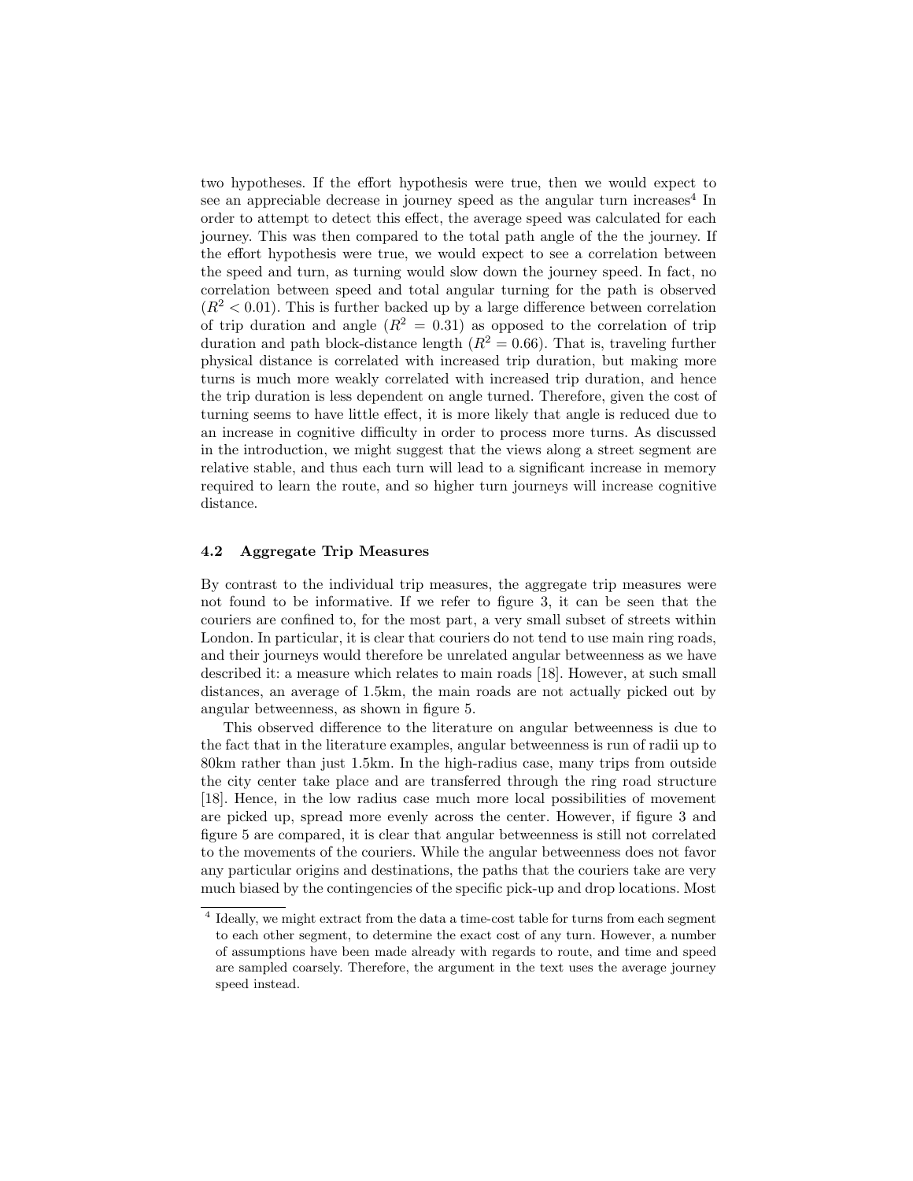two hypotheses. If the effort hypothesis were true, then we would expect to see an appreciable decrease in journey speed as the angular turn increases[4] In order to attempt to detect this effect, the average speed was calculated for each journey. This was then compared to the total path angle of the the journey. If the effort hypothesis were true, we would expect to see a correlation between the speed and turn, as turning would slow down the journey speed. In fact, no correlation between speed and total angular turning for the path is observed ($R^2 < 0.01$). This is further backed up by a large difference between correlation of trip duration and angle ($R^2 = 0.31$) as opposed to the correlation of trip duration and path block-distance length ($R^2 = 0.66$). That is, traveling further physical distance is correlated with increased trip duration, but making more turns is much more weakly correlated with increased trip duration, and hence the trip duration is less dependent on angle turned. Therefore, given the cost of turning seems to have little effect, it is more likely that angle is reduced due to an increase in cognitive difficulty in order to process more turns. As discussed in the introduction, we might suggest that the views along a street segment are relative stable, and thus each turn will lead to a significant increase in memory required to learn the route, and so higher turn journeys will increase cognitive distance.

### 4.2 Aggregate Trip Measures

By contrast to the individual trip measures, the aggregate trip measures were not found to be informative. If we refer to figure 3, it can be seen that the couriers are confined to, for the most part, a very small subset of streets within London. In particular, it is clear that couriers do not tend to use main ring roads, and their journeys would therefore be unrelated angular betweenness as we have described it: a measure which relates to main roads [18]. However, at such small distances, an average of 1.5km, the main roads are not actually picked out by angular betweenness, as shown in figure 5.

This observed difference to the literature on angular betweenness is due to the fact that in the literature examples, angular betweenness is run of radii up to 80km rather than just 1.5km. In the high-radius case, many trips from outside the city center take place and are transferred through the ring road structure [18]. Hence, in the low radius case much more local possibilities of movement are picked up, spread more evenly across the center. However, if figure 3 and figure 5 are compared, it is clear that angular betweenness is still not correlated to the movements of the couriers. While the angular betweenness does not favor any particular origins and destinations, the paths that the couriers take are very much biased by the contingencies of the specific pick-up and drop locations. Most

[4] Ideally, we might extract from the data a time-cost table for turns from each segment to each other segment, to determine the exact cost of any turn. However, a number of assumptions have been made already with regards to route, and time and speed are sampled coarsely. Therefore, the argument in the text uses the average journey speed instead.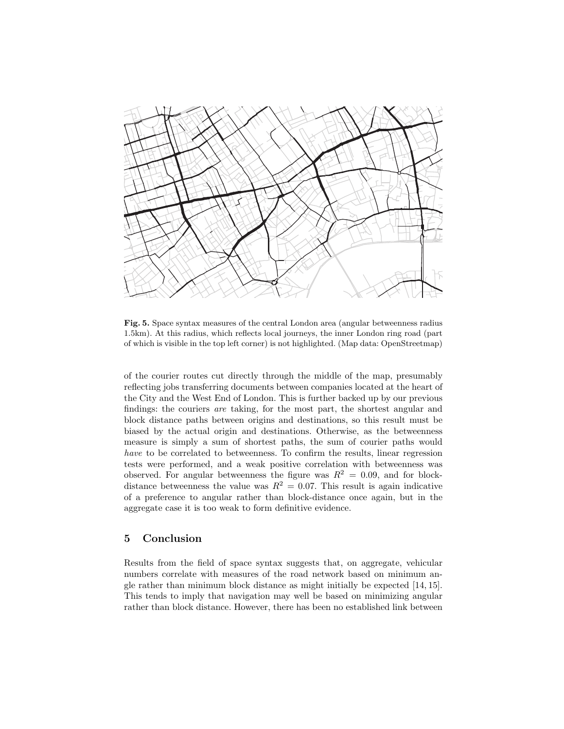**Fig. 5.** Space syntax measures of the central London area (angular betweenness radius 1.5km). At this radius, which reflects local journeys, the inner London ring road (part of which is visible in the top left corner) is not highlighted. (Map data: OpenStreetmap)

of the courier routes cut directly through the middle of the map, presumably reflecting jobs transferring documents between companies located at the heart of the City and the West End of London. This is further backed up by our previous findings: the couriers *are* taking, for the most part, the shortest angular and block distance paths between origins and destinations, so this result must be biased by the actual origin and destinations. Otherwise, as the betweenness measure is simply a sum of shortest paths, the sum of courier paths would *have* to be correlated to betweenness. To confirm the results, linear regression tests were performed, and a weak positive correlation with betweenness was observed. For angular betweenness the figure was $R^2 = 0.09$, and for block-distance betweenness the value was $R^2 = 0.07$. This result is again indicative of a preference to angular rather than block-distance once again, but in the aggregate case it is too weak to form definitive evidence.

## 5 Conclusion

Results from the field of space syntax suggests that, on aggregate, vehicular numbers correlate with measures of the road network based on minimum angle rather than minimum block distance as might initially be expected [14, 15]. This tends to imply that navigation may well be based on minimizing angular rather than block distance. However, there has been no established link between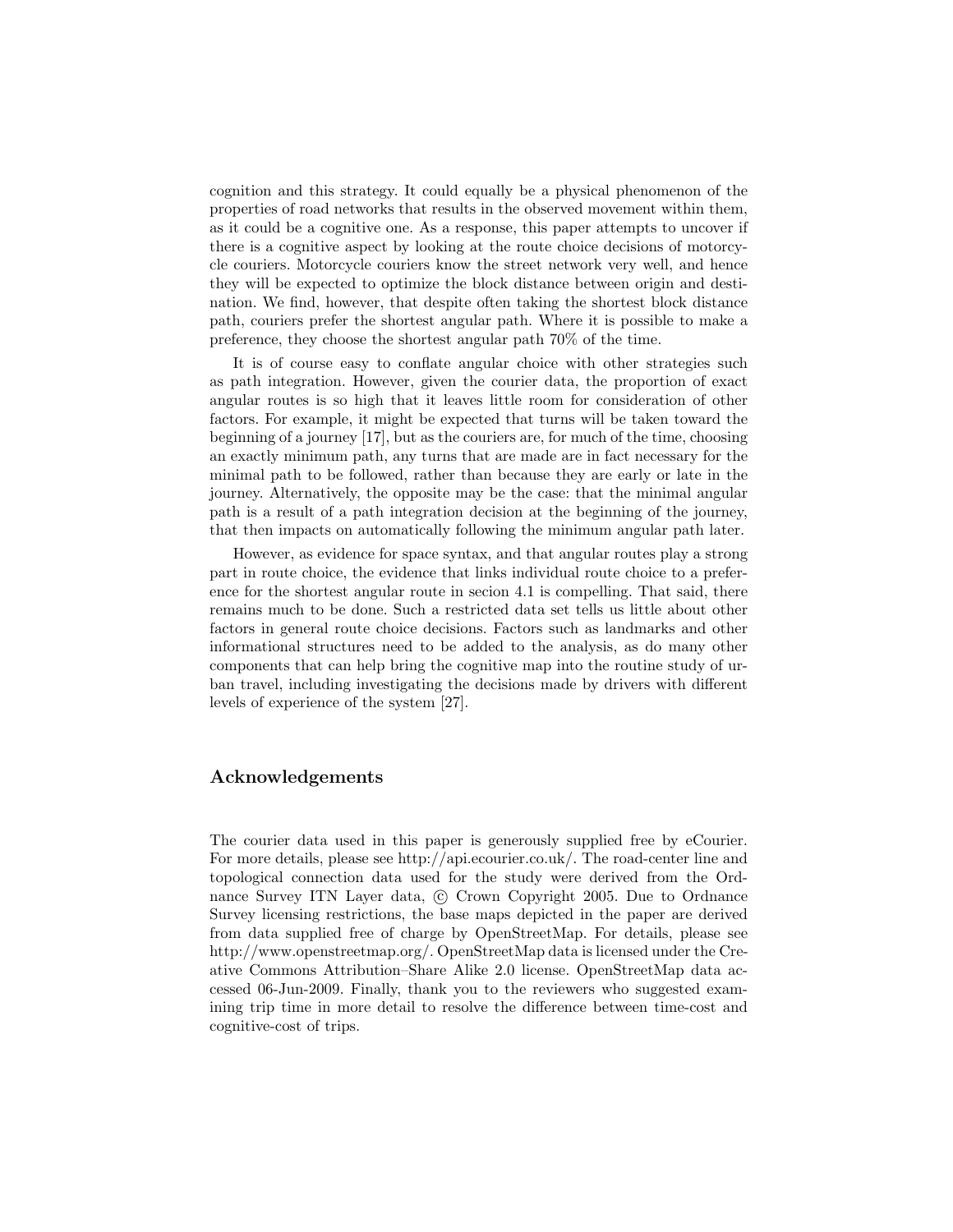cognition and this strategy. It could equally be a physical phenomenon of the properties of road networks that results in the observed movement within them, as it could be a cognitive one. As a response, this paper attempts to uncover if there is a cognitive aspect by looking at the route choice decisions of motorcycle couriers. Motorcycle couriers know the street network very well, and hence they will be expected to optimize the block distance between origin and destination. We find, however, that despite often taking the shortest block distance path, couriers prefer the shortest angular path. Where it is possible to make a preference, they choose the shortest angular path 70% of the time.

It is of course easy to conflate angular choice with other strategies such as path integration. However, given the courier data, the proportion of exact angular routes is so high that it leaves little room for consideration of other factors. For example, it might be expected that turns will be taken toward the beginning of a journey [17], but as the couriers are, for much of the time, choosing an exactly minimum path, any turns that are made are in fact necessary for the minimal path to be followed, rather than because they are early or late in the journey. Alternatively, the opposite may be the case: that the minimal angular path is a result of a path integration decision at the beginning of the journey, that then impacts on automatically following the minimum angular path later.

However, as evidence for space syntax, and that angular routes play a strong part in route choice, the evidence that links individual route choice to a preference for the shortest angular route in secion 4.1 is compelling. That said, there remains much to be done. Such a restricted data set tells us little about other factors in general route choice decisions. Factors such as landmarks and other informational structures need to be added to the analysis, as do many other components that can help bring the cognitive map into the routine study of urban travel, including investigating the decisions made by drivers with different levels of experience of the system [27].

## Acknowledgements

The courier data used in this paper is generously supplied free by eCourier. For more details, please see http://api.ecourier.co.uk/. The road-center line and topological connection data used for the study were derived from the Ordnance Survey ITN Layer data, © Crown Copyright 2005. Due to Ordnance Survey licensing restrictions, the base maps depicted in the paper are derived from data supplied free of charge by OpenStreetMap. For details, please see http://www.openstreetmap.org/. OpenStreetMap data is licensed under the Creative Commons Attribution–Share Alike 2.0 license. OpenStreetMap data accessed 06-Jun-2009. Finally, thank you to the reviewers who suggested examining trip time in more detail to resolve the difference between time-cost and cognitive-cost of trips.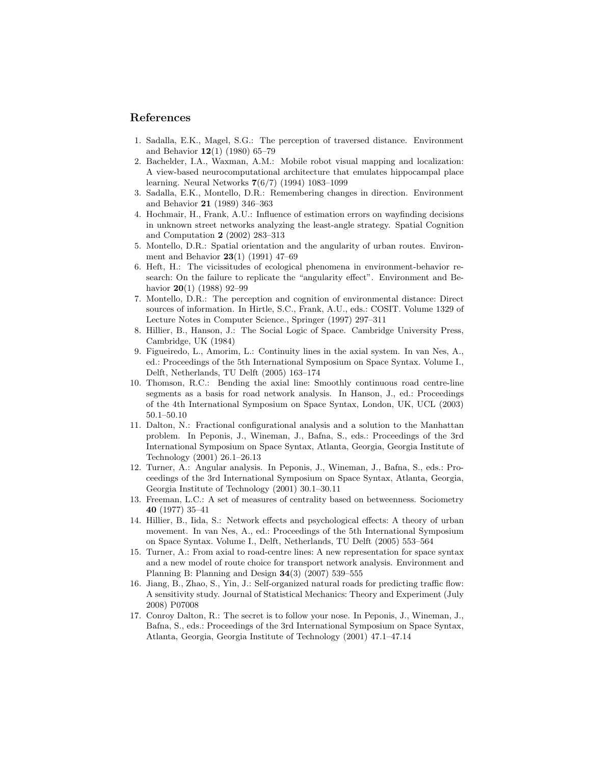## References

1. Sadalla, E.K., Magel, S.G.: The perception of traversed distance. Environment and Behavior **12**(1) (1980) 65–79
2. Bachelder, I.A., Waxman, A.M.: Mobile robot visual mapping and localization: A view-based neurocomputational architecture that emulates hippocampal place learning. Neural Networks **7**(6/7) (1994) 1083–1099
3. Sadalla, E.K., Montello, D.R.: Remembering changes in direction. Environment and Behavior **21** (1989) 346–363
4. Hochmair, H., Frank, A.U.: Influence of estimation errors on wayfinding decisions in unknown street networks analyzing the least-angle strategy. Spatial Cognition and Computation **2** (2002) 283–313
5. Montello, D.R.: Spatial orientation and the angularity of urban routes. Environment and Behavior **23**(1) (1991) 47–69
6. Heft, H.: The vicissitudes of ecological phenomena in environment-behavior research: On the failure to replicate the "angularity effect". Environment and Behavior **20**(1) (1988) 92–99
7. Montello, D.R.: The perception and cognition of environmental distance: Direct sources of information. In Hirtle, S.C., Frank, A.U., eds.: COSIT. Volume 1329 of Lecture Notes in Computer Science., Springer (1997) 297–311
8. Hillier, B., Hanson, J.: The Social Logic of Space. Cambridge University Press, Cambridge, UK (1984)
9. Figueiredo, L., Amorim, L.: Continuity lines in the axial system. In van Nes, A., ed.: Proceedings of the 5th International Symposium on Space Syntax. Volume I., Delft, Netherlands, TU Delft (2005) 163–174
10. Thomson, R.C.: Bending the axial line: Smoothly continuous road centre-line segments as a basis for road network analysis. In Hanson, J., ed.: Proceedings of the 4th International Symposium on Space Syntax, London, UK, UCL (2003) 50.1–50.10
11. Dalton, N.: Fractional configurational analysis and a solution to the Manhattan problem. In Peponis, J., Wineman, J., Bafna, S., eds.: Proceedings of the 3rd International Symposium on Space Syntax, Atlanta, Georgia, Georgia Institute of Technology (2001) 26.1–26.13
12. Turner, A.: Angular analysis. In Peponis, J., Wineman, J., Bafna, S., eds.: Proceedings of the 3rd International Symposium on Space Syntax, Atlanta, Georgia, Georgia Institute of Technology (2001) 30.1–30.11
13. Freeman, L.C.: A set of measures of centrality based on betweenness. Sociometry **40** (1977) 35–41
14. Hillier, B., Iida, S.: Network effects and psychological effects: A theory of urban movement. In van Nes, A., ed.: Proceedings of the 5th International Symposium on Space Syntax. Volume I., Delft, Netherlands, TU Delft (2005) 553–564
15. Turner, A.: From axial to road-centre lines: A new representation for space syntax and a new model of route choice for transport network analysis. Environment and Planning B: Planning and Design **34**(3) (2007) 539–555
16. Jiang, B., Zhao, S., Yin, J.: Self-organized natural roads for predicting traffic flow: A sensitivity study. Journal of Statistical Mechanics: Theory and Experiment (July 2008) P07008
17. Conroy Dalton, R.: The secret is to follow your nose. In Peponis, J., Wineman, J., Bafna, S., eds.: Proceedings of the 3rd International Symposium on Space Syntax, Atlanta, Georgia, Georgia Institute of Technology (2001) 47.1–47.14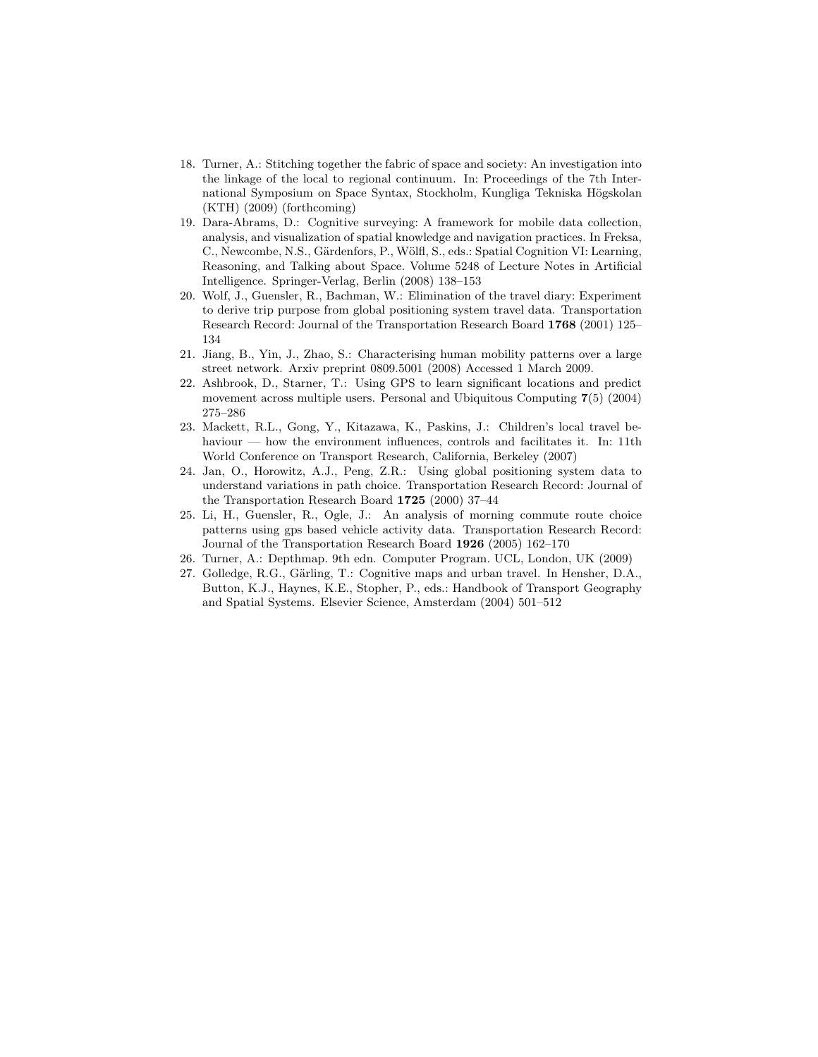18. Turner, A.: Stitching together the fabric of space and society: An investigation into the linkage of the local to regional continuum. In: Proceedings of the 7th International Symposium on Space Syntax, Stockholm, Kungliga Tekniska Högskolan (KTH) (2009) (forthcoming)
19. Dara-Abrams, D.: Cognitive surveying: A framework for mobile data collection, analysis, and visualization of spatial knowledge and navigation practices. In Freksa, C., Newcombe, N.S., Gärdenfors, P., Wölfl, S., eds.: Spatial Cognition VI: Learning, Reasoning, and Talking about Space. Volume 5248 of Lecture Notes in Artificial Intelligence. Springer-Verlag, Berlin (2008) 138–153
20. Wolf, J., Guensler, R., Bachman, W.: Elimination of the travel diary: Experiment to derive trip purpose from global positioning system travel data. Transportation Research Record: Journal of the Transportation Research Board **1768** (2001) 125–134
21. Jiang, B., Yin, J., Zhao, S.: Characterising human mobility patterns over a large street network. Arxiv preprint 0809.5001 (2008) Accessed 1 March 2009.
22. Ashbrook, D., Starner, T.: Using GPS to learn significant locations and predict movement across multiple users. Personal and Ubiquitous Computing **7**(5) (2004) 275–286
23. Mackett, R.L., Gong, Y., Kitazawa, K., Paskins, J.: Children's local travel behaviour — how the environment influences, controls and facilitates it. In: 11th World Conference on Transport Research, California, Berkeley (2007)
24. Jan, O., Horowitz, A.J., Peng, Z.R.: Using global positioning system data to understand variations in path choice. Transportation Research Record: Journal of the Transportation Research Board **1725** (2000) 37–44
25. Li, H., Guensler, R., Ogle, J.: An analysis of morning commute route choice patterns using gps based vehicle activity data. Transportation Research Record: Journal of the Transportation Research Board **1926** (2005) 162–170
26. Turner, A.: Depthmap. 9th edn. Computer Program. UCL, London, UK (2009)
27. Golledge, R.G., Gärling, T.: Cognitive maps and urban travel. In Hensher, D.A., Button, K.J., Haynes, K.E., Stopher, P., eds.: Handbook of Transport Geography and Spatial Systems. Elsevier Science, Amsterdam (2004) 501–512